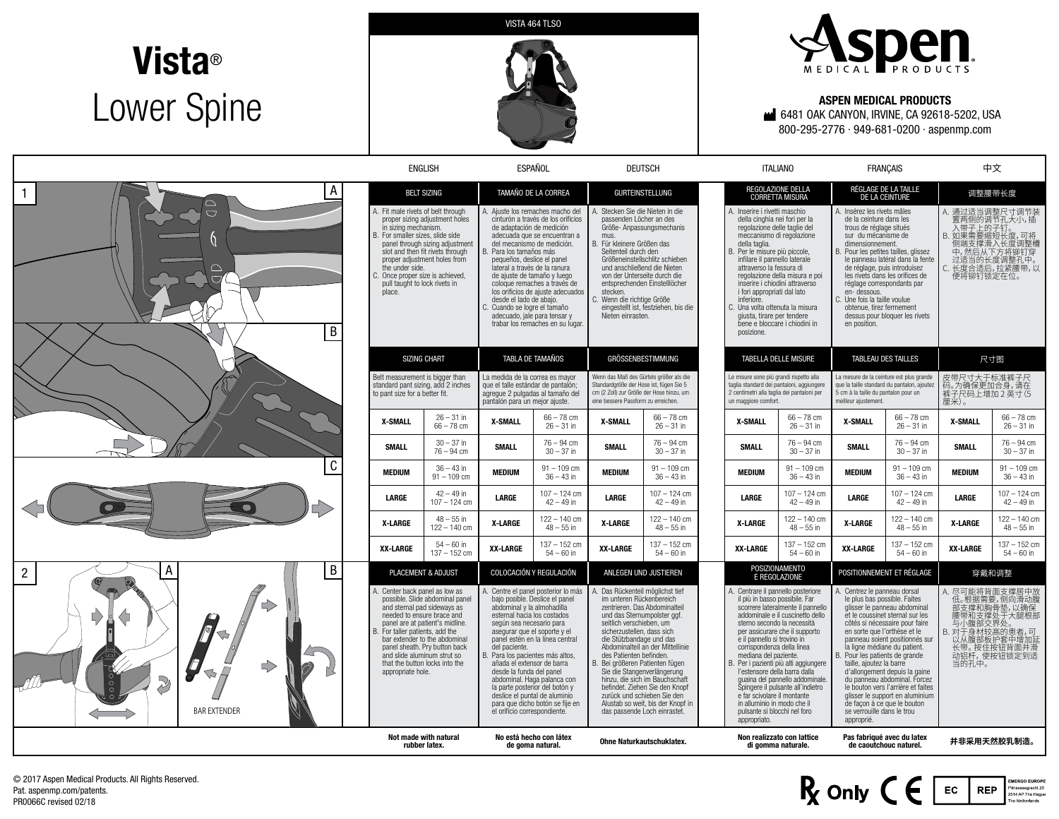# Vista® Lower Spine

VISTA 464 TLSO

**ASPEN MEDICAL PRODUCTS**
6481 OAK CANYON, IRVINE, CA 92618-5202, USA
800-295-2776 · 949-681-0200 · aspenmp.com

1 A B C

2 A B

BAR EXTENDER

## ENGLISH

### BELT SIZING

A. Fit male rivets of belt through proper sizing adjustment holes in sizing mechanism.
B. For smaller sizes, slide side panel through sizing adjustment slot and then fit rivets through proper adjustment holes from the under side.
C. Once proper size is achieved, pull taught to lock rivets in place.

### SIZING CHART

Belt measurement is bigger than standard pant sizing, add 2 inches to pant size for a better fit.

| | |
|---|---|
| **X-SMALL** | 26 – 31 in<br>66 – 78 cm |
| **SMALL** | 30 – 37 in<br>76 – 94 cm |
| **MEDIUM** | 36 – 43 in<br>91 – 109 cm |
| **LARGE** | 42 – 49 in<br>107 – 124 cm |
| **X-LARGE** | 48 – 55 in<br>122 – 140 cm |
| **XX-LARGE** | 54 – 60 in<br>137 – 152 cm |

### PLACEMENT & ADJUST

A. Center back panel as low as possible. Slide abdominal panel and sternal pad sideways as needed to ensure brace and panel are at patient's midline.
B. For taller patients, add the bar extender to the abdominal panel sheath. Pry button back and slide aluminum strut so that the button locks into the appropriate hole.

**Not made with natural rubber latex.**

## ESPAÑOL

### TAMAÑO DE LA CORREA

A. Ajuste los remaches macho del cinturón a través de los orificios de adaptación de medición adecuada que se encuentran a del mecanismo de medición.
B. Para los tamaños más pequeños, deslice el panel lateral a través de la ranura de ajuste de tamaño y luego coloque remaches a través de los orificios de ajuste adecuados desde el lado de abajo.
C. Cuando se logre el tamaño adecuado, jale para tensar y trabar los remaches en su lugar.

### TABLA DE TAMAÑOS

La medida de la correa es mayor que el talle estándar de pantalón; agregue 2 pulgadas al tamaño del pantalón para un mejor ajuste.

| | |
|---|---|
| **X-SMALL** | 66 – 78 cm<br>26 – 31 in |
| **SMALL** | 76 – 94 cm<br>30 – 37 in |
| **MEDIUM** | 91 – 109 cm<br>36 – 43 in |
| **LARGE** | 107 – 124 cm<br>42 – 49 in |
| **X-LARGE** | 122 – 140 cm<br>48 – 55 in |
| **XX-LARGE** | 137 – 152 cm<br>54 – 60 in |

### COLOCACIÓN Y REGULACIÓN

A. Centre el panel posterior lo más bajo posible. Deslice el panel abdominal y la almohadilla esternal hacia los costados según sea necesario para asegurar que el soporte y el panel estén en la línea central del paciente.
B. Para los pacientes más altos, añada el extensor de barra desde la funda del panel abdominal. Haga palanca con la parte posterior del botón y deslice el puntal de aluminio para que dicho botón se fije en el orificio correspondiente.

**No está hecho con látex de goma natural.**

## DEUTSCH

### GURTEINSTELLUNG

A. Stecken Sie die Nieten in die passenden Löcher an des Größe- Anpassungsmechanis mus.
B. Für kleinere Größen das Seitenteil durch den Größeneinstellschlitz schieben und anschließend die Nieten von der Unterseite durch die entsprechenden Einstelllöcher stecken.
C. Wenn die richtige Größe eingestellt ist, festziehen, bis die Nieten einrasten.

### GRÖSSENBESTIMMUNG

Wenn das Maß des Gürtels größer als die Standardgröße der Hose ist, fügen Sie 5 cm (2 Zoll) zur Größe der Hose hinzu, um eine bessere Passform zu erreichen.

| | |
|---|---|
| **X-SMALL** | 66 – 78 cm<br>26 – 31 in |
| **SMALL** | 76 – 94 cm<br>30 – 37 in |
| **MEDIUM** | 91 – 109 cm<br>36 – 43 in |
| **LARGE** | 107 – 124 cm<br>42 – 49 in |
| **X-LARGE** | 122 – 140 cm<br>48 – 55 in |
| **XX-LARGE** | 137 – 152 cm<br>54 – 60 in |

### ANLEGEN UND JUSTIEREN

A. Das Rückenteil möglichst tief im unteren Rückenbereich zentrieren. Das Abdominalteil und das Sternumpolster ggf. seitlich verschieben, um sicherzustellen, dass sich die Stützbandage und das Abdominalteil an der Mittellinie des Patienten befinden.
B. Bei größeren Patienten fügen Sie die Stangenverlängerung hinzu, die sich im Bauchschaft befindet. Ziehen Sie den Knopf zurück und schieben Sie den Alustab so weit, bis der Knopf in das passende Loch einrastet.

**Ohne Naturkautschuklatex.**

## ITALIANO

### REGOLAZIONE DELLA CORRETTA MISURA

A. Inserire i rivetti maschio della cinghia nei fori per la regolazione delle taglie del meccanismo di regolazione della taglia.
B. Per le misure più piccole, infilare il pannello laterale attraverso la fessura di regolazione della misura e poi inserire i chiodini attraverso i fori appropriati dal lato inferiore.
C. Una volta ottenuta la misura giusta, tirare per tendere bene e bloccare i chiodini in posizione.

### TABELLA DELLE MISURE

Le misure sono più grandi rispetto alla taglia standard dei pantaloni, aggiungere 2 centimetri alla taglia dei pantaloni per un maggiore comfort.

| | |
|---|---|
| **X-SMALL** | 66 – 78 cm<br>26 – 31 in |
| **SMALL** | 76 – 94 cm<br>30 – 37 in |
| **MEDIUM** | 91 – 109 cm<br>36 – 43 in |
| **LARGE** | 107 – 124 cm<br>42 – 49 in |
| **X-LARGE** | 122 – 140 cm<br>48 – 55 in |
| **XX-LARGE** | 137 – 152 cm<br>54 – 60 in |

### POSIZIONAMENTO E REGOLAZIONE

A. Centrare il pannello posteriore il più in basso possibile. Far scorrere lateralmente il pannello addominale e il cuscinetto dello sterno secondo la necessità per assicurare che il supporto e il pannello si trovino in corrispondenza della linea mediana del paziente.
B. Per i pazienti più alti aggiungere l'estensore della barra dalla guaina del pannello addominale. Spingere il pulsante all'indietro e far scivolare il montante in alluminio in modo che il pulsante si blocchi nel foro appropriato.

**Non realizzato con lattice di gomma naturale.**

## FRANÇAIS

### RÉGLAGE DE LA TAILLE DE LA CEINTURE

A. Insérez les rivets mâles de la ceinture dans les trous de réglage situés sur du mécanisme de dimensionnement.
B. Pour les petites tailles, glissez le panneau latéral dans la fente de réglage, puis introduisez les rivets dans les orifices de réglage correspondants par en- dessous.
C. Une fois la taille voulue obtenue, tirez fermement dessus pour bloquer les rivets en position.

### TABLEAU DES TAILLES

La mesure de la ceinture est plus grande que la taille standard du pantalon, ajoutez 5 cm à la taille du pantalon pour un meilleur ajustement.

| | |
|---|---|
| **X-SMALL** | 66 – 78 cm<br>26 – 31 in |
| **SMALL** | 76 – 94 cm<br>30 – 37 in |
| **MEDIUM** | 91 – 109 cm<br>36 – 43 in |
| **LARGE** | 107 – 124 cm<br>42 – 49 in |
| **X-LARGE** | 122 – 140 cm<br>48 – 55 in |
| **XX-LARGE** | 137 – 152 cm<br>54 – 60 in |

### POSITIONNEMENT ET RÉGLAGE

A. Centrez le panneau dorsal le plus bas possible. Faites glisser le panneau abdominal et le coussinet sternal sur les côtés si nécessaire pour faire en sorte que l'orthèse et le panneau soient positionnés sur la ligne médiane du patient.
B. Pour les patients de grande taille, ajoutez la barre d'allongement depuis la gaine du panneau abdominal. Forcez le bouton vers l'arrière et faites glisser le support en aluminium de façon à ce que le bouton se verrouille dans le trou approprié.

**Pas fabriqué avec du latex de caoutchouc naturel.**

## 中文

### 调整腰带长度

A. 通过适当调整尺寸调节装置两侧的调节孔大小，插入带子上的子钉。
B. 如果需要缩短长度，可将侧端支撑滑入长度调整槽中，然后从下方将铆钉穿过适当的长度调整孔中。
C. 长度合适后，拉紧腰带，以使将铆钉锁定在位。

### 尺寸图

皮带尺寸大于标准裤子尺码。为确保更加合身，请在裤子尺码上增加 2 英寸（5 厘米）。

| | |
|---|---|
| **X-SMALL** | 66 – 78 cm<br>26 – 31 in |
| **SMALL** | 76 – 94 cm<br>30 – 37 in |
| **MEDIUM** | 91 – 109 cm<br>36 – 43 in |
| **LARGE** | 107 – 124 cm<br>42 – 49 in |
| **X-LARGE** | 122 – 140 cm<br>48 – 55 in |
| **XX-LARGE** | 137 – 152 cm<br>54 – 60 in |

### 穿戴和调整

A. 尽可能将背面支撑居中放低。根据需要，侧向滑动腹部支撑和胸骨垫，以确保腰带和支撑处于大腿根部与小腹部交界处。
B. 对于身材较高的患者，可以从腹部板护套中增加延长带。按住按钮背面并滑动铝杆，使按钮锁定到适当的孔中。

**并非采用天然胶乳制造。**

© 2017 Aspen Medical Products. All Rights Reserved.
Pat. aspenmp.com/patents.
PR0066C revised 02/18

Rx Only CE

EC REP EMERGO EUROPE
Prinsessegracht 20
2514 AP The Hague
The Netherlands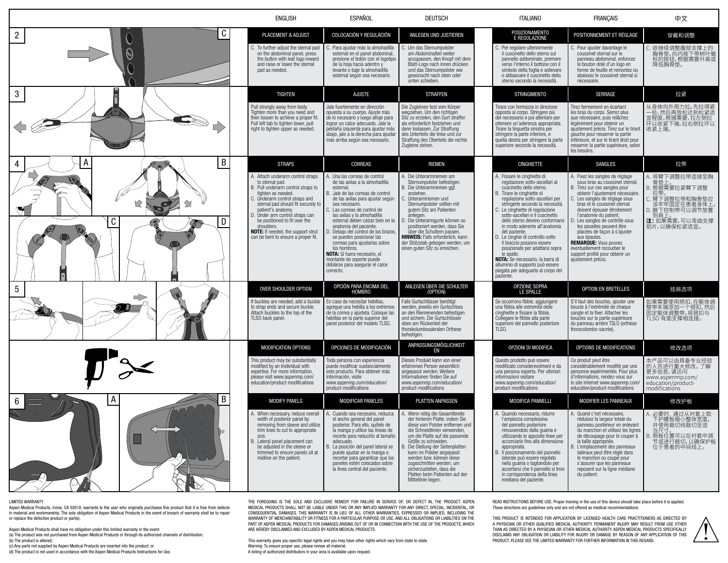| | ENGLISH | ESPAÑOL | DEUTSCH | ITALIANO | FRANÇAIS | 中文 |
|---|---|---|---|---|---|---|
| 2 | PLACEMENT & ADJUST | COLOCACIÓN Y REGULACIÓN | ANLEGEN UND JUSTIEREN | POSIZIONAMENTO E REGOLAZIONE | POSITIONNEMENT ET RÉGLAGE | 穿戴和调整 |
| | C. To further adjust the sternal pad on the abdominal panel, press the button with leaf logo inward and raise or lower the sternal pad as needed. | C. Para ajustar más la almohadilla esternal en el panel abdominal, presione el botón con el logotipo de la hoja hacia adentro y levante o baje la almohadilla esternal según sea necesario. | C. Um das Sternumpolster am Abdominalteil weiter anzupassen, den Knopf mit dem Blatt-Logo nach innen drücken und das Sternumpolster wie gewünscht nach oben oder unten schieben. | C. Per regolare ulteriormente il cuscinetto dello sterno sul pannello addominale, premere verso l'interno il bottone con il simbolo della foglia e sollevare o abbassare il cuscinetto dello sterno secondo la necessità. | C. Pour ajuster davantage le coussinet sternal sur le panneau abdominal, enfoncez le bouton doté d'un logo en forme de feuille et remontez ou abaissez le coussinet sternal si nécessaire. | C. 欲继续调整腹部支撑上的胸骨垫，向内按下带树叶徽标的按钮，根据需要升高或降低胸骨垫。 |
| 3 | TIGHTEN | AJUSTE | STRAFFEN | STRINGIMENTO | SERRAGE | 拉紧 |
| | Pull strongly away from body. Tighten more than you need and then loosen to achieve a proper fit. Pull left tab to tighten lower, pull right to tighten upper as needed. | Jale fuertemente en dirección opuesta a su cuerpo. Ajuste más de lo necesario y luego afloje para lograr un calce adecuado. Jale la pestaña izquierda para ajustar más abajo, jale a la derecha para ajustar más arriba según sea necesario. | Die Zugleinen fest vom Körper wegziehen. Um den richtigen Sitz zu erzielen, den Gurt straffer als erforderlich festziehen und dann loslassen. Zur Straffung des Unterteils die linke und zur Straffung des Oberteils die rechte Zugleine ziehen. | Tirare con fermezza in direzione opposta al corpo. Stringere più del necessario e poi allentare per ottenere un'aderenza appropriata. Tirare la linguetta sinistra per stringere la parte inferiore, e quella destra per stringere la parte superiore secondo la necessità. | Tirez fermement en écartant les bras du corps. Serrez plus que nécessaire, puis relâchez légèrement pour obtenir un ajustement précis. Tirez sur le tirant gauche pour resserrer la partie inférieure, et sur le tirant droit pour resserrer la partie supérieure, selon les besoins. | 从身体向外用力拉。先拉得紧一些，然后再放松达到松紧适宜程度。根据需要，拉左侧拉环以收紧下端，拉右侧拉环以收紧上端。 |
| 4 | STRAPS | CORREAS | RIEMEN | CINGHIETTE | SANGLES | 拉带 |
| | A. Attach underarm control straps to sternal pad.<br>B. Pull underarm control straps to tighten as needed.<br>C. Underarm control straps and sternal pad should fit securely to patient's anatomy.<br>D. Under arm control straps can be positioned to fit over the shoulders.<br>**NOTE:** If needed, the support strut can be bent to ensure a proper fit. | A. Una las correas de control de las axilas a la almohadilla esternal.<br>B. Jale de las correas de control de las axilas para ajustar según sea necesario.<br>C. Las correas de control de las axilas y la almohadilla esternal deben calzar bien en la anatomía del paciente.<br>D. Debajo del control de los brazos, se pueden posicionar las correas para ajustarlas sobre los hombros.<br>**NOTA:** Si fuera necesario, el montante de soporte puede doblarse para asegurar el calce correcto. | A. Die Unterarmriemen am Sternumpolster befestigen.<br>B. Die Unterarmriemen ggf. anziehen.<br>C. Unterarmriemen und Sternumpolster sollten mit gutem Sitz am Patienten anliegen.<br>D. Die Unterarmgurte können so positioniert werden, dass Sie über die Schultern passen.<br>**HINWEIS:** Falls erforderlich, kann der Stützstab gebogen werden, um einen guten Sitz zu erreichen. | A. Fissare le cinghiette di regolazione sotto-ascellari al cuscinetto dello sterno.<br>B. Tirare le cinghiette di regolazione sotto-ascellari per stringerle secondo la necessità.<br>C. Le cinghiette di regolazione sotto-ascellari e il cuscinetto dello sterno devono conformarsi in modo aderente all'anatomia del paziente.<br>D. Le cinghie di controllo sotto il braccio possono essere posizionate per adattarsi sopra le spalle.<br>**NOTA:** Se necessario, la barra di alluminio di supporto può essere piegata per adeguarla al corpo del paziente. | A. Fixez les sangles de réglage sous bras au coussinet sternal.<br>B. Tirez sur ces sangles pour obtenir l'ajustement nécessaire.<br>C. Les sangles de réglage sous bras et le coussinet sternal doivent épouser étroitement l'anatomie du patient.<br>D. Les sangles de contrôle sous les aisselles peuvent être placées de façon à s'ajuster aux épaules.<br>**REMARQUE:** Vous pouvez éventuellement recourber le support profilé pour obtenir un ajustement précis. | A. 将臂下调整拉带连接至胸骨垫上。<br>B. 根据需要拉紧臂下调整拉带。<br>C. 臂下调整拉带和胸骨垫应该牢牢固定在患者身体上。<br>D. 腋下控制带可以调节放置到肩上。<br>**注：** 如果需要，可以弯曲支撑铝片，以确保松紧适宜。 |
| 5 | OVER SHOULDER OPTION | OPCIÓN PARA ENCIMA DEL HOMBRO | ANLEGEN ÜBER DIE SCHULTER (OPTION) | OPZIONE SOPRA LE SPALLE | OPTION EN BRETELLES | 挂肩选项 |
| | If buckles are needed, add a buckle to strap ends and secure buckle. Attach buckles to the top of the TLSO back panel. | En caso de necesitar hebillas, agregue una hebilla a los extremos de la correa y ajústela. Coloque las hebillas en la parte superior del panel posterior del modelo TLSO. | Falls Gurtschlösser benötigt werden, jeweils ein Gurtschloss an den Riemenenden befestigen und sichern. Die Gurtschlösser oben am Rückenteil der thorakolumbosakralen Orthese befestigen. | Se occorrono fibbie, aggiungere una fibbia alle estremità delle cinghiette e fissare la fibbia. Collegare le fibbie alla parte superiore del pannello posteriore TLSO. | S'il faut des boucles, ajouter une boucle à l'extrémité de chaque sangle et la fixer. Attacher les boucles sur la partie supérieure du panneau arrière TLSO (orthèse thoracolombo-sacrée). | 如果需要使用搭扣，在躯体调整带末端添加一个搭扣，然后固定躯体调整带。将搭扣与 TLSO 背面支撑相连接。 |
| | MODIFICATION OPTIONS | OPCIONES DE MODIFICACIÓN | ANPASSUNGSMÖGLICHKEITEN | OPZIONI DI MODIFICA | OPTIONS DE MODIFICATIONS | 修改选项 |
| | This product may be substantially modified by an inidividual with expertise. For more information, please visit www.aspenmp.com/education/product-modifications | Toda persona con experiencia puede modificar sustancialmente este producto. Para obtener más información, visite www.aspenmp.com/education/product-modifications | Dieses Produkt kann von einer erfahrenen Person wesentlich angepasst werden. Weitere Informationen finden Sie auf www.aspenmp.com/education/product-modifications | Questo prodotto può essere modificato considerevolmente e da una persona esperta. Per ulteriori informazioni visitare www.aspenmp.com/education/product-modifications | Ce produit peut être considérablement modifié par une personne expérimentée. Pour plus d'informations, rendez-vous sur le site internet www.aspenmp.com/education/product-modifications | 本产品可以由具备专业经验的人员进行重大修改。了解更多信息，请访问 www.aspenmp.com/education/product-modifications |
| 6 | MODIFY PANELS | MODIFICAR PANELES | PLATTEN ANPASSEN | MODIFICA PANNELLI | MODIFIER LES PANNEAUX | 修改护板 |
| | A. When necessary, reduce overall width of posterior panel by removing from sleeve and utilize trim lines to cut to appropriate size.<br>B. Lateral panel placement can be adjusted in the sleeve or trimmed to ensure panels sit at midline on the patient. | A. Cuando sea necesario, reduzca el ancho general del panel posterior. Para ello, quítelo de la manga y utilice las líneas de recorte para reducirlo al tamaño adecuado.<br>B. La posición del panel lateral se puede ajustar en la manga o recortar para garantizar que los paneles estén colocados sobre la línea central del paciente. | A. Wenn nötig die Gesamtbreite der hinteren Platte, indem Sie diese vom Polster entfernen und die Schneidlinien verwenden, um die Platte auf die passende Größe zu schneiden.<br>B. Die Stellung der Seitenplatten kann im Polster angepasst werden bzw. können diese zugeschnitten werden, um sicherzustellen, dass die Platten beim Patienten auf der Mittellinie liegen. | A. Quando necessario, ridurre l'ampiezza complessiva del pannello posteriore rimuovendolo dalla guaina e utilizzando le apposite linee per accorciarlo fino alla dimensione appropriata.<br>B. Il posizionamento del pannello laterale può essere regolato nella guaina o tagliandolo per accertarsi che il pannello si trovi in corrispondenza della linea mediana del paziente. | A. Quand c'est nécessaire, réduisez la largeur totale du panneau postérieur en enlevant du manchon et utilisez les lignes de découpage pour le couper à la taille appropriée.<br>B. L'emplacement des panneaux latéraux peut être réglé dans le manchon ou coupé pour s'assurer que les panneaux reposent sur la ligne médiane du patient. | A. 必要时，通过从衬套上取下护腰板缩小整体宽度，并使用裁切线裁切至适当尺寸。<br>B. 侧板位置可以在衬套中调节或进行裁切，以确保护板位于患者的中间线上。 |

LIMITED WARRANTY

Aspen Medical Products, Irvine, CA 92618, warrants to the user who originally purchases this product that it is free from defects in material and workmanship. The sole obligation of Aspen Medical Products in the event of breach of warranty shall be to repair or replace the defective product or part(s).

Aspen Medical Products shall have no obligation under this limited warranty in the event:
(a) The product was not purchased from Aspen Medical Products or through its authorized channels of distribution;
(b) The product is altered;
(c) Any parts not supplied by Aspen Medical Products are inserted into the product; or
(d) The product is not used in accordance with the Aspen Medical Products Instructions for Use.

THE FOREGOING IS THE SOLE AND EXCLUSIVE REMEDY FOR FAILURE IN SERVICE OF, OR DEFECT IN, THE PRODUCT. ASPEN MEDICAL PRODUCTS SHALL NOT BE LIABLE UNDER THIS OR ANY IMPLIED WARRANTY FOR ANY DIRECT, SPECIAL, INCIDENTAL, OR CONSEQUENTIAL DAMAGES. THIS WARRANTY IS IN LIEU OF ALL OTHER WARRANTIES, EXPRESSED OR IMPLIED, INCLUDING THE WARRANTY OF MERCHANTABILITY OR FITNESS FOR A PARTICULAR PURPOSE OR USE, AND ALL OBLIGATIONS OR LIABILITIES ON THE PART OF ASPEN MEDICAL PRODUCTS FOR DAMAGES ARISING OUT OF OR IN CONNECTION WITH THE USE OF THE PRODUCTS, WHICH ARE HEREBY DISCLAIMED AND EXCLUDED BY ASPEN MEDICAL PRODUCTS.

This warranty gives you specific legal rights and you may have other rights which vary from state to state.
Warning: To ensure proper use, please review all material.
A listing of authorized distributors in your area is available upon request.

READ INSTRUCTIONS BEFORE USE. Proper training in the use of this device should take place before it is applied. These directions are guidelines only and are not offered as medical recommendations.

THIS PRODUCT IS INTENDED FOR APPLICATION BY LICENSED HEALTH CARE PRACTITIONERS AS DIRECTED BY A PHYSICIAN OR OTHER QUALIFIED MEDICAL AUTHORITY. PERMANENT INJURY MAY RESULT FROM USE OTHER THAN AS DIRECTED BY A PHYSICIAN OR OTHER MEDICAL AUTHORITY. ASPEN MEDICAL PRODUCTS SPECIFICALLY DISCLAIMS ANY OBLIGATION OR LIABILITY FOR INJURY OR DAMAGE BY REASON OF ANY APPLICATION OF THIS PRODUCT. PLEASE SEE THE LIMITED WARRANTY FOR FURTHER INFORMATION IN THIS REGARD.